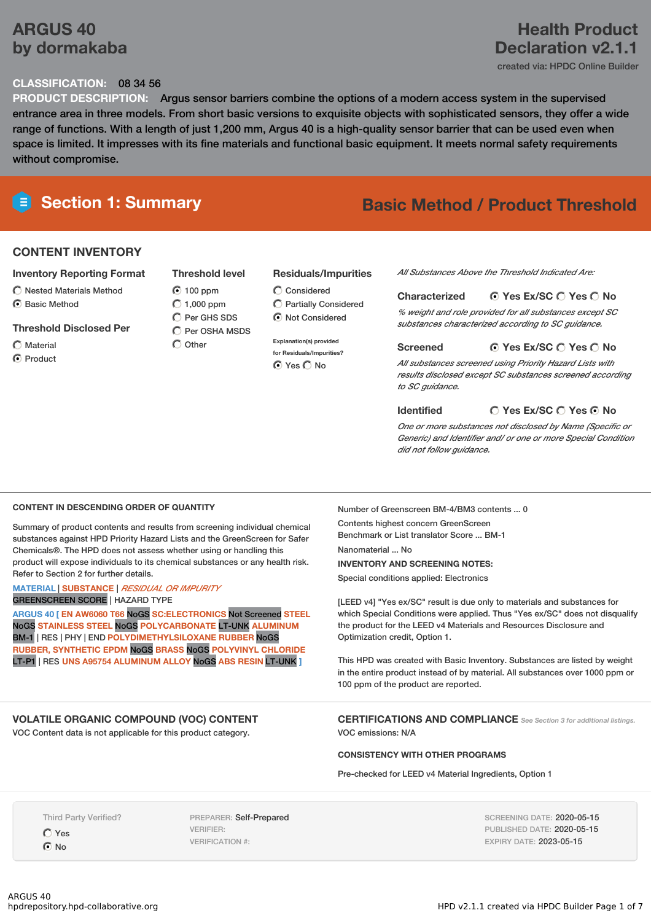# ARGUS 40 by dormakaba

## Health Product Declaration v2.1.1

created via: HPDC Online Builder

**CLASSIFICATION:** 08 34 56

**PRODUCT DESCRIPTION:** Argus sensor barriers combine the options of a modern access system in the supervised entrance area in three models. From short basic versions to exquisite objects with sophisticated sensors, they offer a wide range of functions. With a length of just 1,200 mm, Argus 40 is a high-quality sensor barrier that can be used even when space is limited. It impresses with its fine materials and functional basic equipment. It meets normal safety requirements without compromise.

## Section 1: Summary

**Basic Method / Product Threshold**

### CONTENT INVENTORY

**Inventory Reporting Format**

- ◯ Nested Materials Method
- ⦿ Basic Method

**Threshold Disclosed Per**

- ◯ Material
- ⦿ Product

**Threshold level**

- ⦿ 100 ppm
- ◯ 1,000 ppm
- ◯ Per GHS SDS
- ◯ Per OSHA MSDS
- ◯ Other

**Residuals/Impurities**

- ◯ Considered
- ◯ Partially Considered
- ⦿ Not Considered

Explanation(s) provided for Residuals/Impurities?

⦿ Yes ◯ No

*All Substances Above the Threshold Indicated Are:*

**Characterized** ⦿ Yes Ex/SC ◯ Yes ◯ No

*% weight and role provided for all substances except SC substances characterized according to SC guidance.*

**Screened** ⦿ Yes Ex/SC ◯ Yes ◯ No

*All substances screened using Priority Hazard Lists with results disclosed except SC substances screened according to SC guidance.*

**Identified** ◯ Yes Ex/SC ◯ Yes ⦿ No

*One or more substances not disclosed by Name (Specific or Generic) and Identifier and/ or one or more Special Condition did not follow guidance.*

### CONTENT IN DESCENDING ORDER OF QUANTITY

Summary of product contents and results from screening individual chemical substances against HPD Priority Hazard Lists and the GreenScreen for Safer Chemicals®. The HPD does not assess whether using or handling this product will expose individuals to its chemical substances or any health risk. Refer to Section 2 for further details.

MATERIAL | SUBSTANCE | *RESIDUAL OR IMPURITY*
GREENSCREEN SCORE | HAZARD TYPE

ARGUS 40 [ EN AW6060 T66 NoGS SC:ELECTRONICS Not Screened STEEL NoGS STAINLESS STEEL NoGS POLYCARBONATE LT-UNK ALUMINUM BM-1 | RES | PHY | END POLYDIMETHYLSILOXANE RUBBER NoGS RUBBER, SYNTHETIC EPDM NoGS BRASS NoGS POLYVINYL CHLORIDE LT-P1 | RES UNS A95754 ALUMINUM ALLOY NoGS ABS RESIN LT-UNK ]

Number of Greenscreen BM-4/BM3 contents ... 0

Contents highest concern GreenScreen Benchmark or List translator Score ... BM-1

Nanomaterial ... No

**INVENTORY AND SCREENING NOTES:**

Special conditions applied: Electronics

[LEED v4] "Yes ex/SC" result is due only to materials and substances for which Special Conditions were applied. Thus "Yes ex/SC" does not disqualify the product for the LEED v4 Materials and Resources Disclosure and Optimization credit, Option 1.

This HPD was created with Basic Inventory. Substances are listed by weight in the entire product instead of by material. All substances over 1000 ppm or 100 ppm of the product are reported.

### VOLATILE ORGANIC COMPOUND (VOC) CONTENT

VOC Content data is not applicable for this product category.

### CERTIFICATIONS AND COMPLIANCE

*See Section 3 for additional listings.*

VOC emissions: N/A

**CONSISTENCY WITH OTHER PROGRAMS**

Pre-checked for LEED v4 Material Ingredients, Option 1

Third Party Verified?

- ◯ Yes
- ⦿ No

PREPARER: Self-Prepared
VERIFIER:
VERIFICATION #:

SCREENING DATE: 2020-05-15
PUBLISHED DATE: 2020-05-15
EXPIRY DATE: 2023-05-15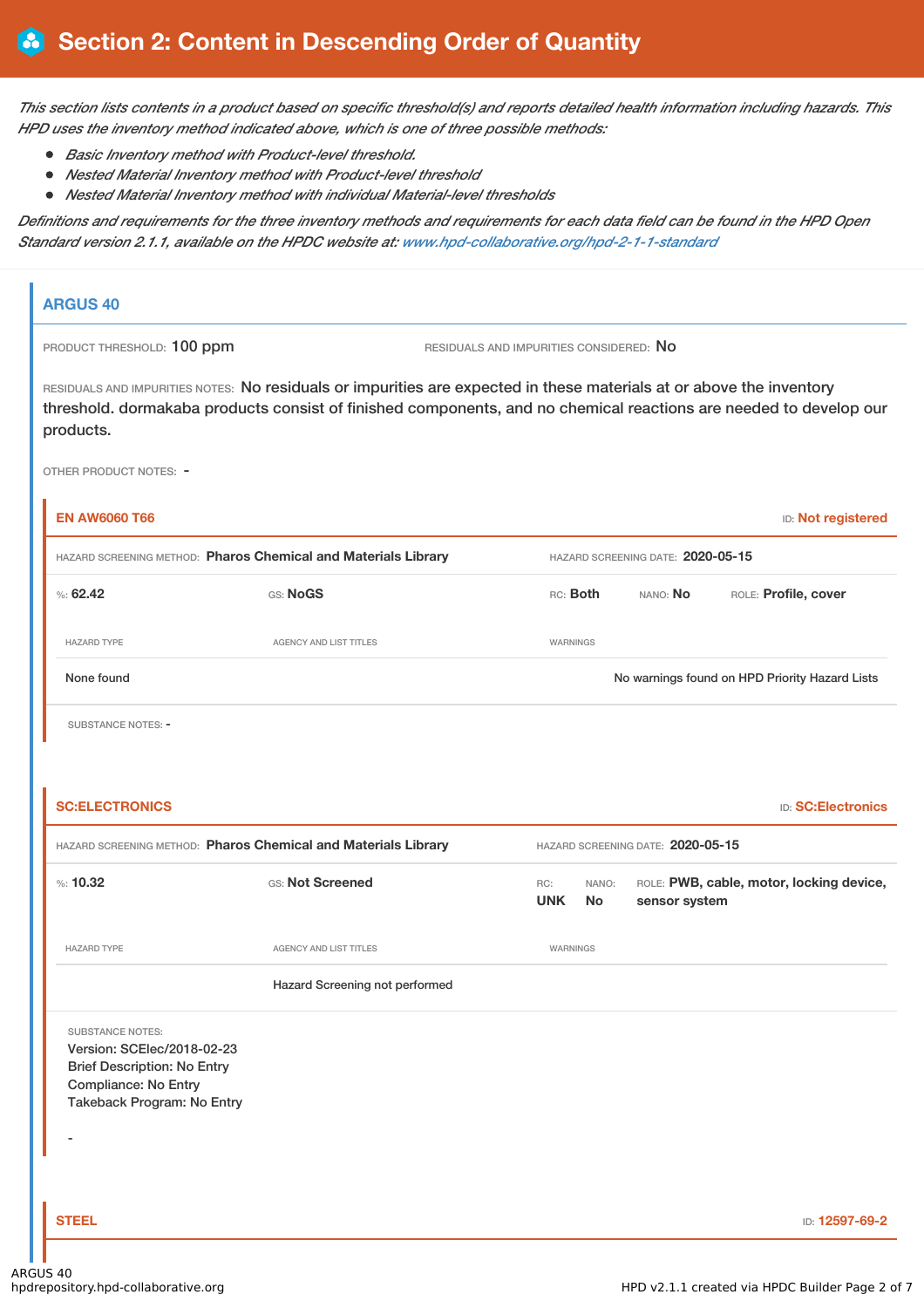# Section 2: Content in Descending Order of Quantity

*This section lists contents in a product based on specific threshold(s) and reports detailed health information including hazards. This HPD uses the inventory method indicated above, which is one of three possible methods:*

- *Basic Inventory method with Product-level threshold.*
- *Nested Material Inventory method with Product-level threshold*
- *Nested Material Inventory method with individual Material-level thresholds*

*Definitions and requirements for the three inventory methods and requirements for each data field can be found in the HPD Open Standard version 2.1.1, available on the HPDC website at: www.hpd-collaborative.org/hpd-2-1-1-standard*

## ARGUS 40

PRODUCT THRESHOLD: 100 ppm

RESIDUALS AND IMPURITIES CONSIDERED: No

RESIDUALS AND IMPURITIES NOTES: No residuals or impurities are expected in these materials at or above the inventory threshold. dormakaba products consist of finished components, and no chemical reactions are needed to develop our products.

OTHER PRODUCT NOTES: -

### EN AW6060 T66

ID: **Not registered**

HAZARD SCREENING METHOD: **Pharos Chemical and Materials Library**

HAZARD SCREENING DATE: **2020-05-15**

%: **62.42** GS: **NoGS** RC: **Both** NANO: **No** ROLE: **Profile, cover**

| HAZARD TYPE | AGENCY AND LIST TITLES | WARNINGS |
|---|---|---|
| None found | | No warnings found on HPD Priority Hazard Lists |

SUBSTANCE NOTES: -

### SC:ELECTRONICS

ID: **SC:Electronics**

HAZARD SCREENING METHOD: **Pharos Chemical and Materials Library**

HAZARD SCREENING DATE: **2020-05-15**

%: **10.32** GS: **Not Screened** RC: **UNK** NANO: **No** ROLE: **PWB, cable, motor, locking device, sensor system**

| HAZARD TYPE | AGENCY AND LIST TITLES | WARNINGS |
|---|---|---|
| | Hazard Screening not performed | |

SUBSTANCE NOTES:
Version: SCElec/2018-02-23
Brief Description: No Entry
Compliance: No Entry
Takeback Program: No Entry

-

### STEEL

ID: **12597-69-2**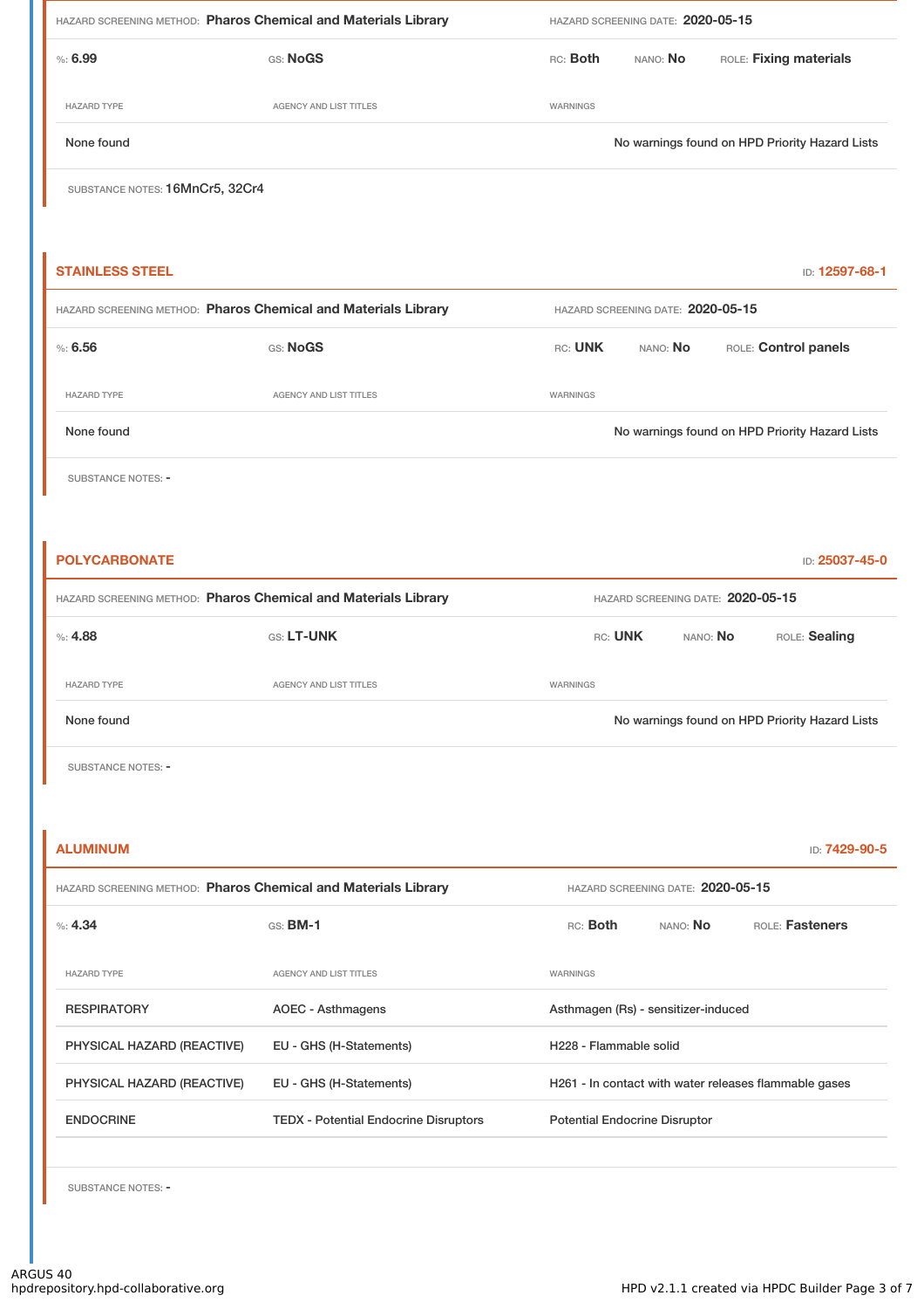HAZARD SCREENING METHOD: **Pharos Chemical and Materials Library** HAZARD SCREENING DATE: **2020-05-15**

%: **6.99** GS: **NoGS** RC: **Both** NANO: **No** ROLE: **Fixing materials**

| HAZARD TYPE | AGENCY AND LIST TITLES | WARNINGS |
|---|---|---|
| None found | | No warnings found on HPD Priority Hazard Lists |

SUBSTANCE NOTES: 16MnCr5, 32Cr4

## STAINLESS STEEL

ID: 12597-68-1

HAZARD SCREENING METHOD: **Pharos Chemical and Materials Library** HAZARD SCREENING DATE: **2020-05-15**

%: **6.56** GS: **NoGS** RC: **UNK** NANO: **No** ROLE: **Control panels**

| HAZARD TYPE | AGENCY AND LIST TITLES | WARNINGS |
|---|---|---|
| None found | | No warnings found on HPD Priority Hazard Lists |

SUBSTANCE NOTES: -

## POLYCARBONATE

ID: 25037-45-0

HAZARD SCREENING METHOD: **Pharos Chemical and Materials Library** HAZARD SCREENING DATE: **2020-05-15**

%: **4.88** GS: **LT-UNK** RC: **UNK** NANO: **No** ROLE: **Sealing**

| HAZARD TYPE | AGENCY AND LIST TITLES | WARNINGS |
|---|---|---|
| None found | | No warnings found on HPD Priority Hazard Lists |

SUBSTANCE NOTES: -

## ALUMINUM

ID: 7429-90-5

HAZARD SCREENING METHOD: **Pharos Chemical and Materials Library** HAZARD SCREENING DATE: **2020-05-15**

%: **4.34** GS: **BM-1** RC: **Both** NANO: **No** ROLE: **Fasteners**

| HAZARD TYPE | AGENCY AND LIST TITLES | WARNINGS |
|---|---|---|
| RESPIRATORY | AOEC - Asthmagens | Asthmagen (Rs) - sensitizer-induced |
| PHYSICAL HAZARD (REACTIVE) | EU - GHS (H-Statements) | H228 - Flammable solid |
| PHYSICAL HAZARD (REACTIVE) | EU - GHS (H-Statements) | H261 - In contact with water releases flammable gases |
| ENDOCRINE | TEDX - Potential Endocrine Disruptors | Potential Endocrine Disruptor |

SUBSTANCE NOTES: -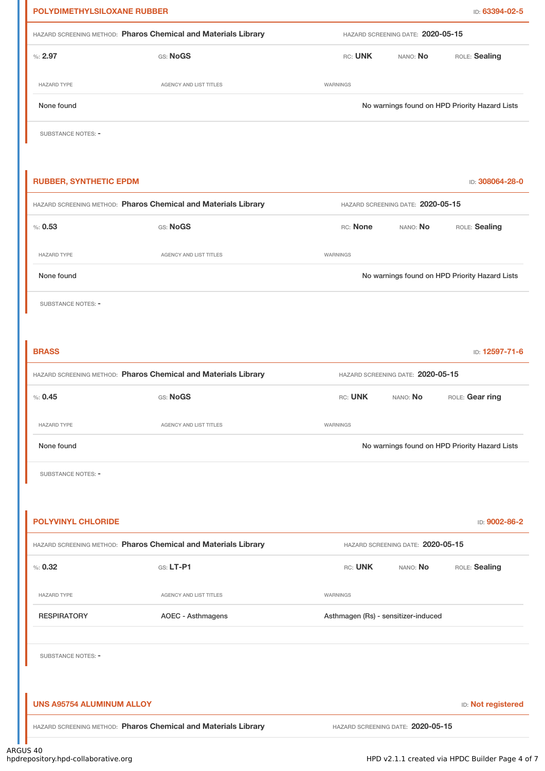## POLYDIMETHYLSILOXANE RUBBER

ID: 63394-02-5

HAZARD SCREENING METHOD: **Pharos Chemical and Materials Library** HAZARD SCREENING DATE: **2020-05-15**

%: **2.97** GS: **NoGS** RC: **UNK** NANO: **No** ROLE: **Sealing**

| HAZARD TYPE | AGENCY AND LIST TITLES | WARNINGS |
| --- | --- | --- |
| None found | | No warnings found on HPD Priority Hazard Lists |

SUBSTANCE NOTES: -

## RUBBER, SYNTHETIC EPDM

ID: 308064-28-0

HAZARD SCREENING METHOD: **Pharos Chemical and Materials Library** HAZARD SCREENING DATE: **2020-05-15**

%: **0.53** GS: **NoGS** RC: **None** NANO: **No** ROLE: **Sealing**

| HAZARD TYPE | AGENCY AND LIST TITLES | WARNINGS |
| --- | --- | --- |
| None found | | No warnings found on HPD Priority Hazard Lists |

SUBSTANCE NOTES: -

## BRASS

ID: 12597-71-6

HAZARD SCREENING METHOD: **Pharos Chemical and Materials Library** HAZARD SCREENING DATE: **2020-05-15**

%: **0.45** GS: **NoGS** RC: **UNK** NANO: **No** ROLE: **Gear ring**

| HAZARD TYPE | AGENCY AND LIST TITLES | WARNINGS |
| --- | --- | --- |
| None found | | No warnings found on HPD Priority Hazard Lists |

SUBSTANCE NOTES: -

## POLYVINYL CHLORIDE

ID: 9002-86-2

HAZARD SCREENING METHOD: **Pharos Chemical and Materials Library** HAZARD SCREENING DATE: **2020-05-15**

%: **0.32** GS: **LT-P1** RC: **UNK** NANO: **No** ROLE: **Sealing**

| HAZARD TYPE | AGENCY AND LIST TITLES | WARNINGS |
| --- | --- | --- |
| RESPIRATORY | AOEC - Asthmagens | Asthmagen (Rs) - sensitizer-induced |

SUBSTANCE NOTES: -

## UNS A95754 ALUMINUM ALLOY

ID: Not registered

HAZARD SCREENING METHOD: **Pharos Chemical and Materials Library** HAZARD SCREENING DATE: **2020-05-15**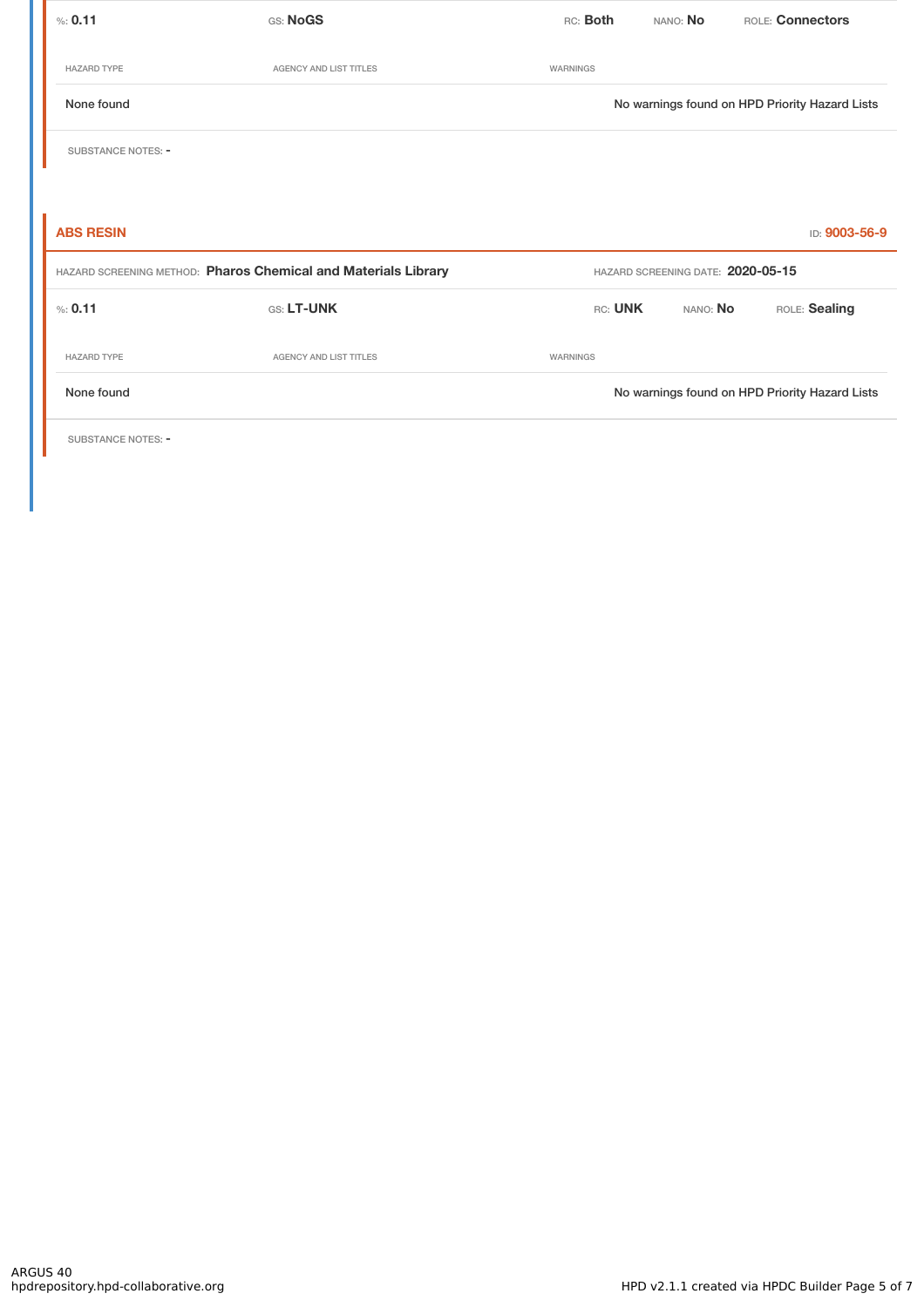%: **0.11** | GS: **NoGS** | RC: **Both** | NANO: **No** | ROLE: **Connectors**

| HAZARD TYPE | AGENCY AND LIST TITLES | WARNINGS |
| --- | --- | --- |
| None found | | No warnings found on HPD Priority Hazard Lists |

SUBSTANCE NOTES: -

## ABS RESIN

ID: **9003-56-9**

HAZARD SCREENING METHOD: **Pharos Chemical and Materials Library** | HAZARD SCREENING DATE: **2020-05-15**

%: **0.11** | GS: **LT-UNK** | RC: **UNK** | NANO: **No** | ROLE: **Sealing**

| HAZARD TYPE | AGENCY AND LIST TITLES | WARNINGS |
| --- | --- | --- |
| None found | | No warnings found on HPD Priority Hazard Lists |

SUBSTANCE NOTES: -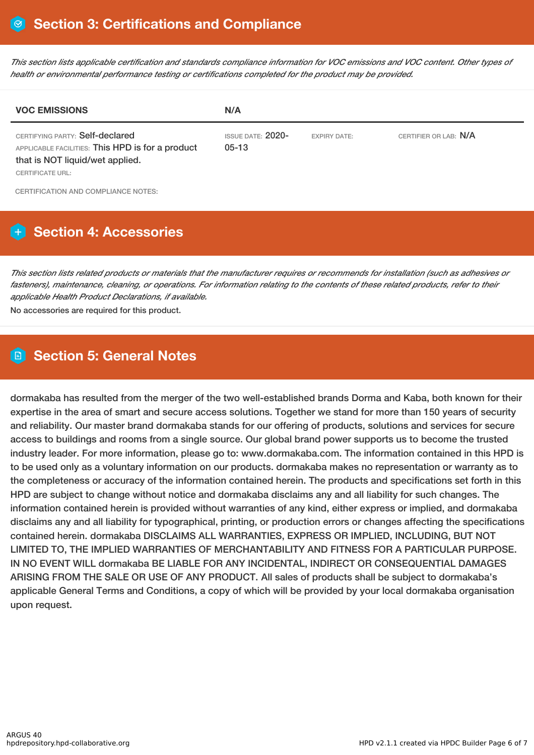## Section 3: Certifications and Compliance

*This section lists applicable certification and standards compliance information for VOC emissions and VOC content. Other types of health or environmental performance testing or certifications completed for the product may be provided.*

| VOC EMISSIONS | N/A | | |
|---|---|---|---|
| CERTIFYING PARTY: Self-declared<br>APPLICABLE FACILITIES: This HPD is for a product that is NOT liquid/wet applied.<br>CERTIFICATE URL: | ISSUE DATE: 2020-05-13 | EXPIRY DATE: | CERTIFIER OR LAB: N/A |

CERTIFICATION AND COMPLIANCE NOTES:

## Section 4: Accessories

*This section lists related products or materials that the manufacturer requires or recommends for installation (such as adhesives or fasteners), maintenance, cleaning, or operations. For information relating to the contents of these related products, refer to their applicable Health Product Declarations, if available.*

No accessories are required for this product.

## Section 5: General Notes

dormakaba has resulted from the merger of the two well-established brands Dorma and Kaba, both known for their expertise in the area of smart and secure access solutions. Together we stand for more than 150 years of security and reliability. Our master brand dormakaba stands for our offering of products, solutions and services for secure access to buildings and rooms from a single source. Our global brand power supports us to become the trusted industry leader. For more information, please go to: www.dormakaba.com. The information contained in this HPD is to be used only as a voluntary information on our products. dormakaba makes no representation or warranty as to the completeness or accuracy of the information contained herein. The products and specifications set forth in this HPD are subject to change without notice and dormakaba disclaims any and all liability for such changes. The information contained herein is provided without warranties of any kind, either express or implied, and dormakaba disclaims any and all liability for typographical, printing, or production errors or changes affecting the specifications contained herein. dormakaba DISCLAIMS ALL WARRANTIES, EXPRESS OR IMPLIED, INCLUDING, BUT NOT LIMITED TO, THE IMPLIED WARRANTIES OF MERCHANTABILITY AND FITNESS FOR A PARTICULAR PURPOSE. IN NO EVENT WILL dormakaba BE LIABLE FOR ANY INCIDENTAL, INDIRECT OR CONSEQUENTIAL DAMAGES ARISING FROM THE SALE OR USE OF ANY PRODUCT. All sales of products shall be subject to dormakaba's applicable General Terms and Conditions, a copy of which will be provided by your local dormakaba organisation upon request.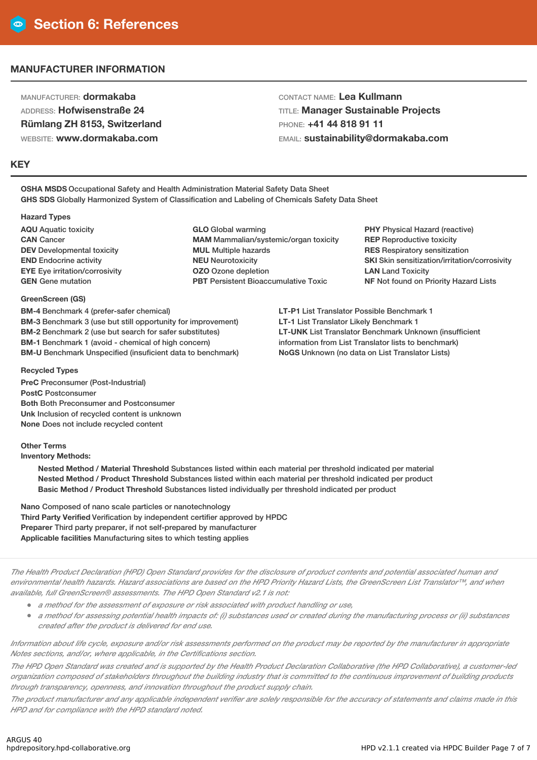# Section 6: References

## MANUFACTURER INFORMATION

MANUFACTURER: **dormakaba**
ADDRESS: **Hofwisenstraße 24**
**Rümlang ZH 8153, Switzerland**
WEBSITE: **www.dormakaba.com**

CONTACT NAME: **Lea Kullmann**
TITLE: **Manager Sustainable Projects**
PHONE: **+41 44 818 91 11**
EMAIL: **sustainability@dormakaba.com**

## KEY

**OSHA MSDS** Occupational Safety and Health Administration Material Safety Data Sheet
**GHS SDS** Globally Harmonized System of Classification and Labeling of Chemicals Safety Data Sheet

**Hazard Types**

**AQU** Aquatic toxicity
**CAN** Cancer
**DEV** Developmental toxicity
**END** Endocrine activity
**EYE** Eye irritation/corrosivity
**GEN** Gene mutation
**GLO** Global warming
**MAM** Mammalian/systemic/organ toxicity
**MUL** Multiple hazards
**NEU** Neurotoxicity
**OZO** Ozone depletion
**PBT** Persistent Bioaccumulative Toxic
**PHY** Physical Hazard (reactive)
**REP** Reproductive toxicity
**RES** Respiratory sensitization
**SKI** Skin sensitization/irritation/corrosivity
**LAN** Land Toxicity
**NF** Not found on Priority Hazard Lists

**GreenScreen (GS)**

**BM-4** Benchmark 4 (prefer-safer chemical)
**BM-3** Benchmark 3 (use but still opportunity for improvement)
**BM-2** Benchmark 2 (use but search for safer substitutes)
**BM-1** Benchmark 1 (avoid - chemical of high concern)
**BM-U** Benchmark Unspecified (insuficient data to benchmark)
**LT-P1** List Translator Possible Benchmark 1
**LT-1** List Translator Likely Benchmark 1
**LT-UNK** List Translator Benchmark Unknown (insufficient information from List Translator lists to benchmark)
**NoGS** Unknown (no data on List Translator Lists)

**Recycled Types**

**PreC** Preconsumer (Post-Industrial)
**PostC** Postconsumer
**Both** Both Preconsumer and Postconsumer
**Unk** Inclusion of recycled content is unknown
**None** Does not include recycled content

**Other Terms**
**Inventory Methods:**

**Nested Method / Material Threshold** Substances listed within each material per threshold indicated per material
**Nested Method / Product Threshold** Substances listed within each material per threshold indicated per product
**Basic Method / Product Threshold** Substances listed individually per threshold indicated per product

**Nano** Composed of nano scale particles or nanotechnology
**Third Party Verified** Verification by independent certifier approved by HPDC
**Preparer** Third party preparer, if not self-prepared by manufacturer
**Applicable facilities** Manufacturing sites to which testing applies

*The Health Product Declaration (HPD) Open Standard provides for the disclosure of product contents and potential associated human and environmental health hazards. Hazard associations are based on the HPD Priority Hazard Lists, the GreenScreen List Translator™, and when available, full GreenScreen® assessments. The HPD Open Standard v2.1 is not:*

- *a method for the assessment of exposure or risk associated with product handling or use,*
- *a method for assessing potential health impacts of: (i) substances used or created during the manufacturing process or (ii) substances created after the product is delivered for end use.*

*Information about life cycle, exposure and/or risk assessments performed on the product may be reported by the manufacturer in appropriate Notes sections, and/or, where applicable, in the Certifications section.*

*The HPD Open Standard was created and is supported by the Health Product Declaration Collaborative (the HPD Collaborative), a customer-led organization composed of stakeholders throughout the building industry that is committed to the continuous improvement of building products through transparency, openness, and innovation throughout the product supply chain.*

*The product manufacturer and any applicable independent verifier are solely responsible for the accuracy of statements and claims made in this HPD and for compliance with the HPD standard noted.*